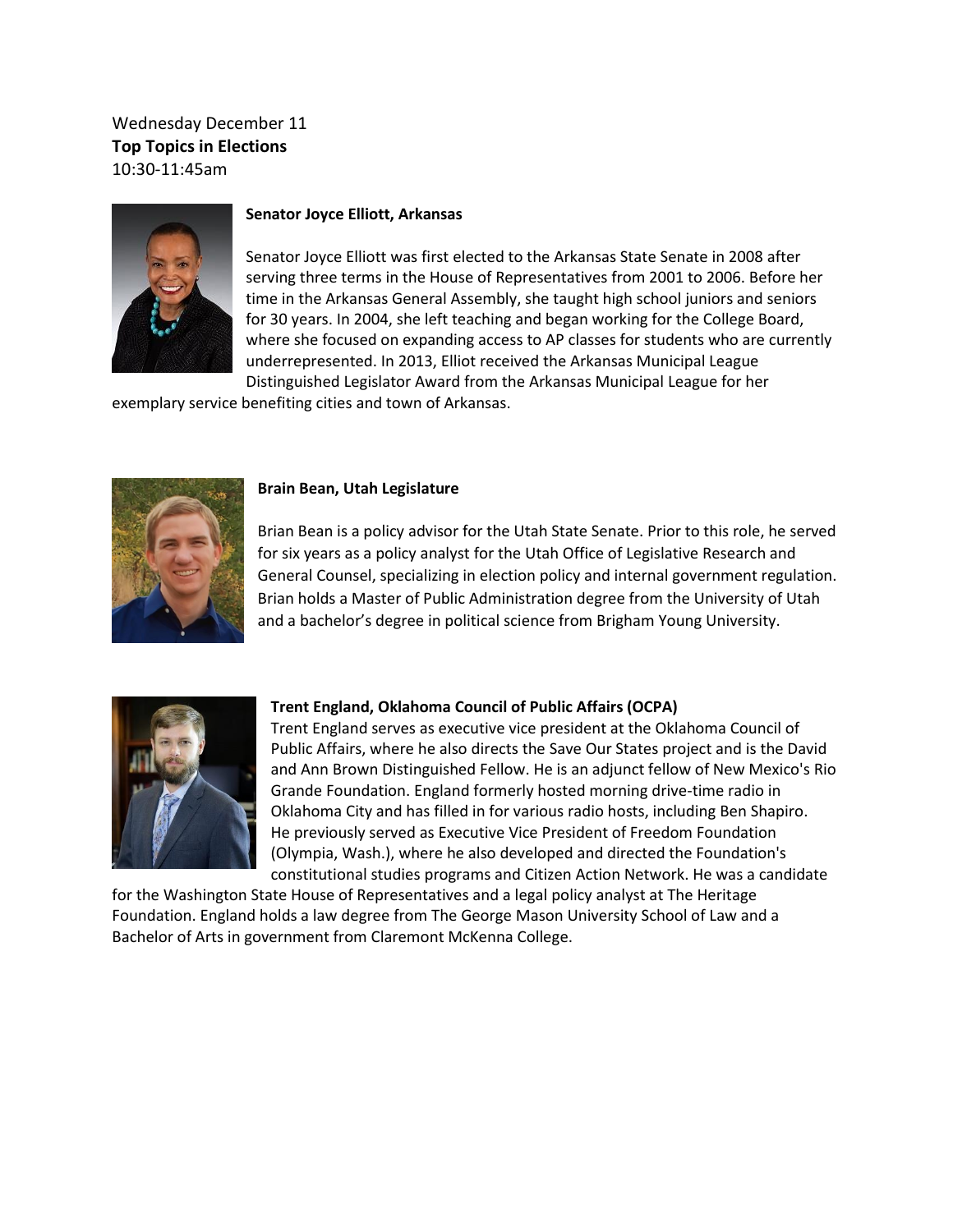Wednesday December 11

**Top Topics in Elections**

10:30-11:45am

**Senator Joyce Elliott, Arkansas**

Senator Joyce Elliott was first elected to the Arkansas State Senate in 2008 after serving three terms in the House of Representatives from 2001 to 2006. Before her time in the Arkansas General Assembly, she taught high school juniors and seniors for 30 years. In 2004, she left teaching and began working for the College Board, where she focused on expanding access to AP classes for students who are currently underrepresented. In 2013, Elliot received the Arkansas Municipal League Distinguished Legislator Award from the Arkansas Municipal League for her exemplary service benefiting cities and town of Arkansas.

**Brain Bean, Utah Legislature**

Brian Bean is a policy advisor for the Utah State Senate. Prior to this role, he served for six years as a policy analyst for the Utah Office of Legislative Research and General Counsel, specializing in election policy and internal government regulation. Brian holds a Master of Public Administration degree from the University of Utah and a bachelor's degree in political science from Brigham Young University.

**Trent England, Oklahoma Council of Public Affairs (OCPA)**

Trent England serves as executive vice president at the Oklahoma Council of Public Affairs, where he also directs the Save Our States project and is the David and Ann Brown Distinguished Fellow. He is an adjunct fellow of New Mexico's Rio Grande Foundation. England formerly hosted morning drive-time radio in Oklahoma City and has filled in for various radio hosts, including Ben Shapiro. He previously served as Executive Vice President of Freedom Foundation (Olympia, Wash.), where he also developed and directed the Foundation's constitutional studies programs and Citizen Action Network. He was a candidate for the Washington State House of Representatives and a legal policy analyst at The Heritage Foundation. England holds a law degree from The George Mason University School of Law and a Bachelor of Arts in government from Claremont McKenna College.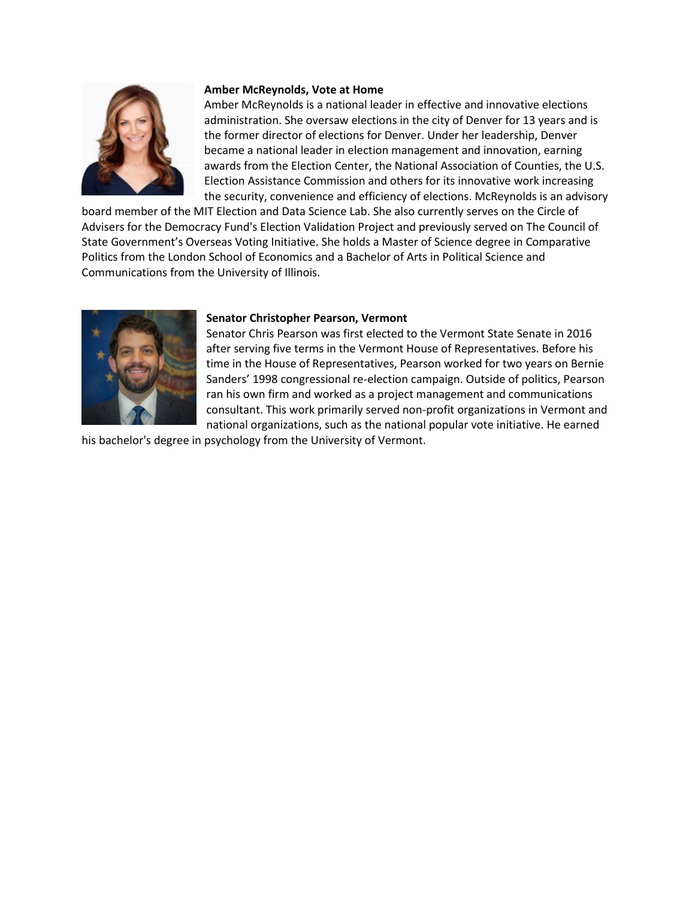**Amber McReynolds, Vote at Home**

Amber McReynolds is a national leader in effective and innovative elections administration. She oversaw elections in the city of Denver for 13 years and is the former director of elections for Denver. Under her leadership, Denver became a national leader in election management and innovation, earning awards from the Election Center, the National Association of Counties, the U.S. Election Assistance Commission and others for its innovative work increasing the security, convenience and efficiency of elections. McReynolds is an advisory board member of the MIT Election and Data Science Lab. She also currently serves on the Circle of Advisers for the Democracy Fund's Election Validation Project and previously served on The Council of State Government's Overseas Voting Initiative. She holds a Master of Science degree in Comparative Politics from the London School of Economics and a Bachelor of Arts in Political Science and Communications from the University of Illinois.

**Senator Christopher Pearson, Vermont**

Senator Chris Pearson was first elected to the Vermont State Senate in 2016 after serving five terms in the Vermont House of Representatives. Before his time in the House of Representatives, Pearson worked for two years on Bernie Sanders' 1998 congressional re-election campaign. Outside of politics, Pearson ran his own firm and worked as a project management and communications consultant. This work primarily served non-profit organizations in Vermont and national organizations, such as the national popular vote initiative. He earned his bachelor's degree in psychology from the University of Vermont.